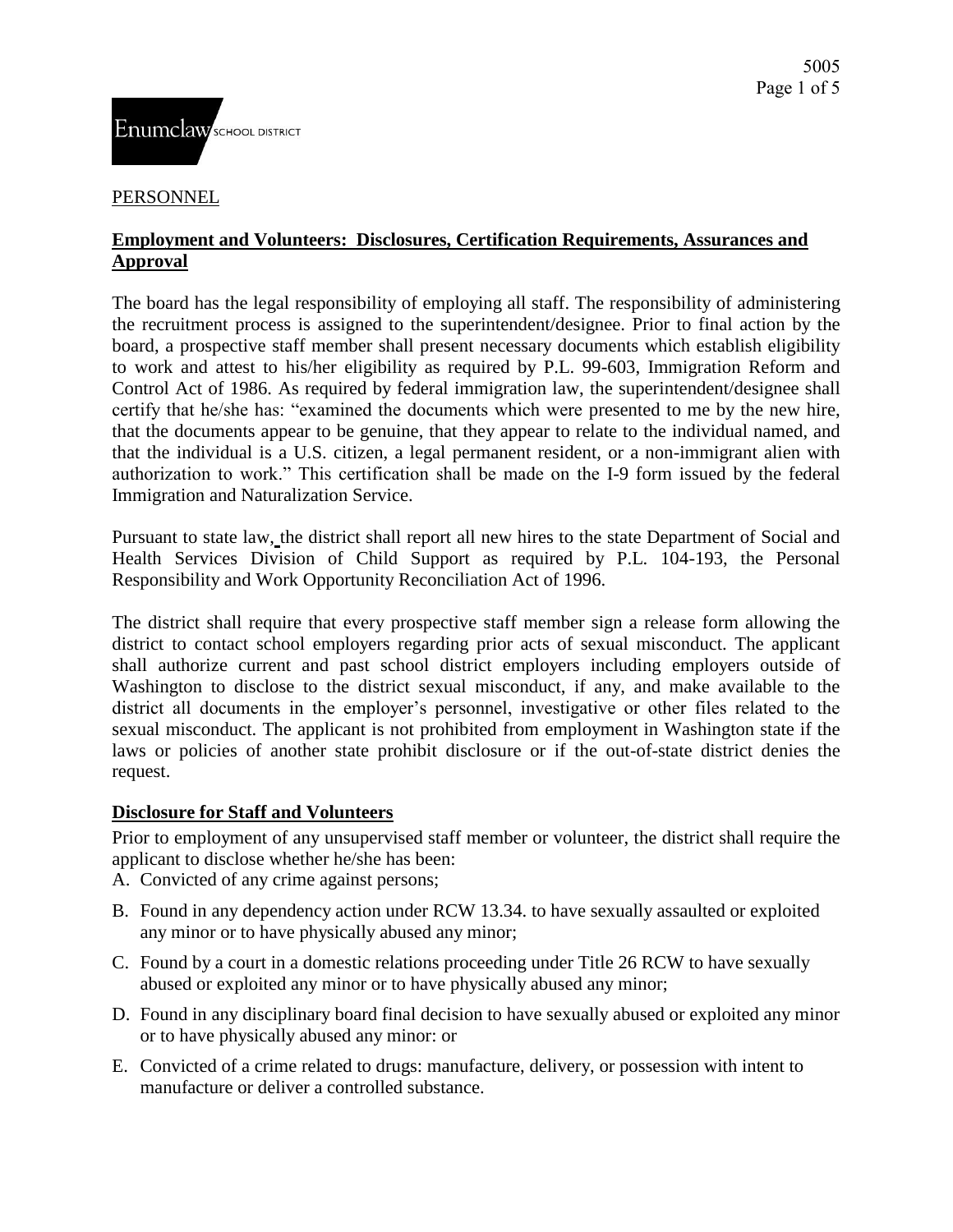PERSONNEL

## Employment and Volunteers: Disclosures, Certification Requirements, Assurances and Approval

The board has the legal responsibility of employing all staff. The responsibility of administering the recruitment process is assigned to the superintendent/designee. Prior to final action by the board, a prospective staff member shall present necessary documents which establish eligibility to work and attest to his/her eligibility as required by P.L. 99-603, Immigration Reform and Control Act of 1986. As required by federal immigration law, the superintendent/designee shall certify that he/she has: "examined the documents which were presented to me by the new hire, that the documents appear to be genuine, that they appear to relate to the individual named, and that the individual is a U.S. citizen, a legal permanent resident, or a non-immigrant alien with authorization to work." This certification shall be made on the I-9 form issued by the federal Immigration and Naturalization Service.

Pursuant to state law, the district shall report all new hires to the state Department of Social and Health Services Division of Child Support as required by P.L. 104-193, the Personal Responsibility and Work Opportunity Reconciliation Act of 1996.

The district shall require that every prospective staff member sign a release form allowing the district to contact school employers regarding prior acts of sexual misconduct. The applicant shall authorize current and past school district employers including employers outside of Washington to disclose to the district sexual misconduct, if any, and make available to the district all documents in the employer's personnel, investigative or other files related to the sexual misconduct. The applicant is not prohibited from employment in Washington state if the laws or policies of another state prohibit disclosure or if the out-of-state district denies the request.

### Disclosure for Staff and Volunteers

Prior to employment of any unsupervised staff member or volunteer, the district shall require the applicant to disclose whether he/she has been:

A. Convicted of any crime against persons;

B. Found in any dependency action under RCW 13.34. to have sexually assaulted or exploited any minor or to have physically abused any minor;

C. Found by a court in a domestic relations proceeding under Title 26 RCW to have sexually abused or exploited any minor or to have physically abused any minor;

D. Found in any disciplinary board final decision to have sexually abused or exploited any minor or to have physically abused any minor: or

E. Convicted of a crime related to drugs: manufacture, delivery, or possession with intent to manufacture or deliver a controlled substance.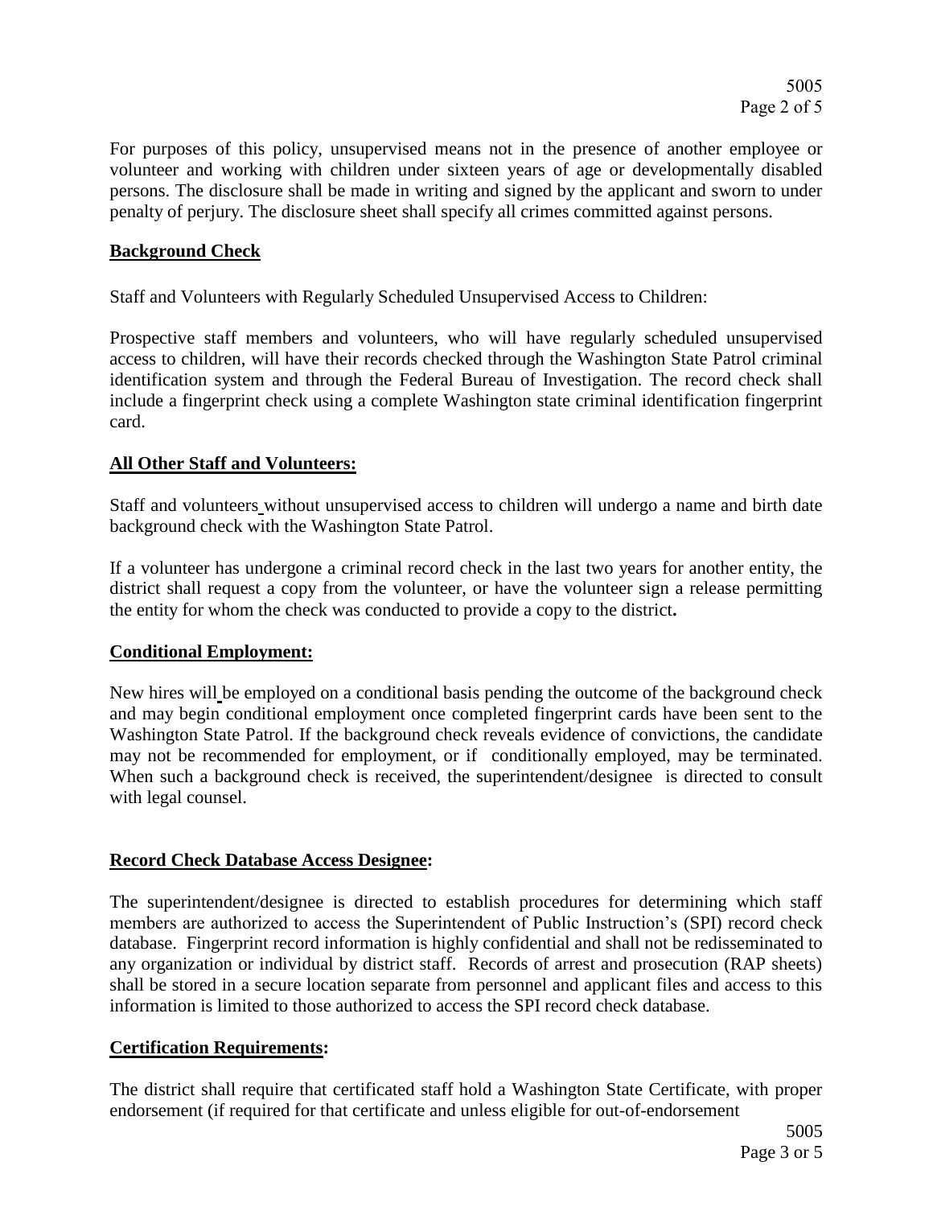For purposes of this policy, unsupervised means not in the presence of another employee or volunteer and working with children under sixteen years of age or developmentally disabled persons. The disclosure shall be made in writing and signed by the applicant and sworn to under penalty of perjury. The disclosure sheet shall specify all crimes committed against persons.

## Background Check

Staff and Volunteers with Regularly Scheduled Unsupervised Access to Children:

Prospective staff members and volunteers, who will have regularly scheduled unsupervised access to children, will have their records checked through the Washington State Patrol criminal identification system and through the Federal Bureau of Investigation. The record check shall include a fingerprint check using a complete Washington state criminal identification fingerprint card.

## All Other Staff and Volunteers:

Staff and volunteers without unsupervised access to children will undergo a name and birth date background check with the Washington State Patrol.

If a volunteer has undergone a criminal record check in the last two years for another entity, the district shall request a copy from the volunteer, or have the volunteer sign a release permitting the entity for whom the check was conducted to provide a copy to the district.

## Conditional Employment:

New hires will be employed on a conditional basis pending the outcome of the background check and may begin conditional employment once completed fingerprint cards have been sent to the Washington State Patrol. If the background check reveals evidence of convictions, the candidate may not be recommended for employment, or if conditionally employed, may be terminated. When such a background check is received, the superintendent/designee is directed to consult with legal counsel.

## Record Check Database Access Designee:

The superintendent/designee is directed to establish procedures for determining which staff members are authorized to access the Superintendent of Public Instruction's (SPI) record check database. Fingerprint record information is highly confidential and shall not be redisseminated to any organization or individual by district staff. Records of arrest and prosecution (RAP sheets) shall be stored in a secure location separate from personnel and applicant files and access to this information is limited to those authorized to access the SPI record check database.

## Certification Requirements:

The district shall require that certificated staff hold a Washington State Certificate, with proper endorsement (if required for that certificate and unless eligible for out-of-endorsement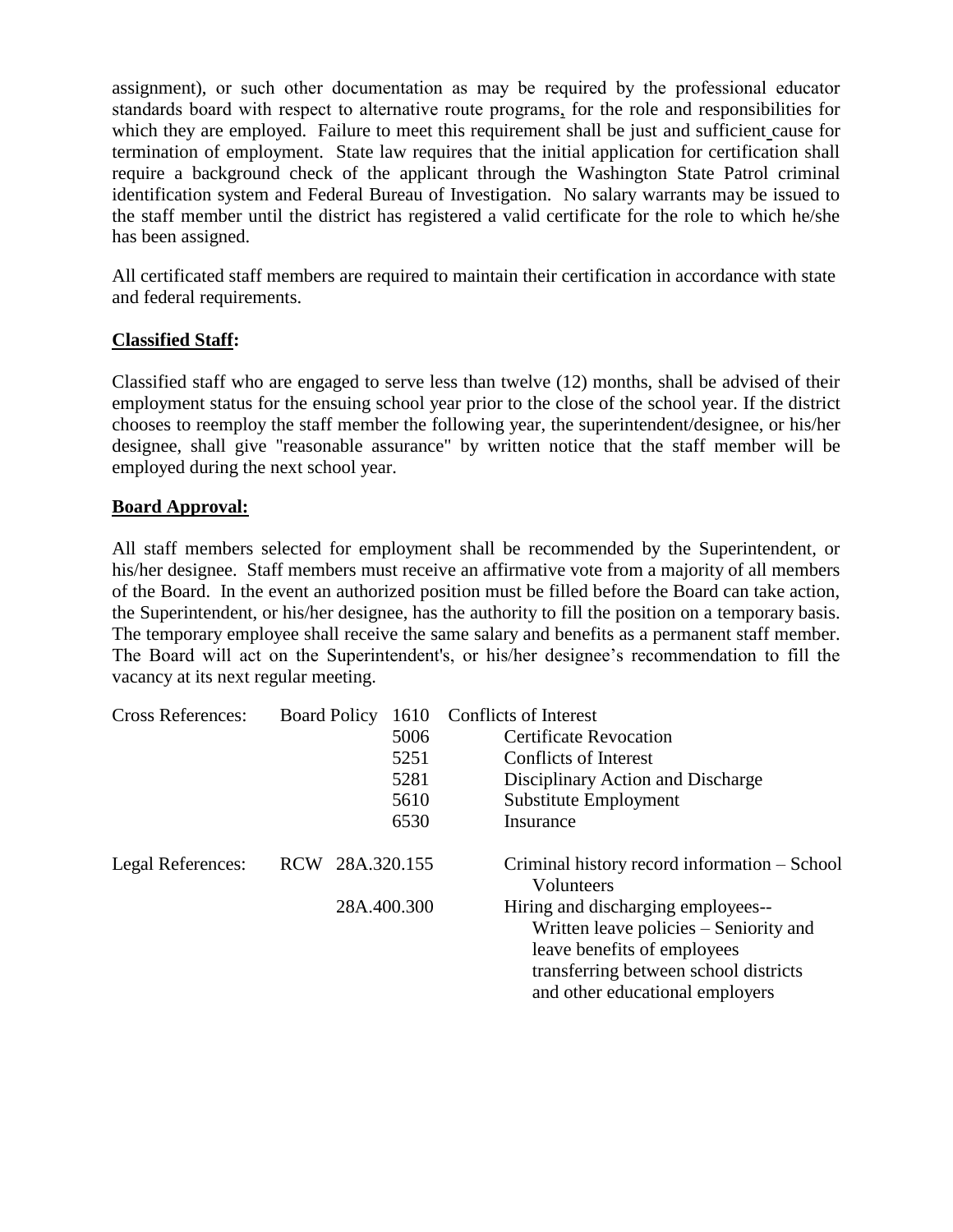assignment), or such other documentation as may be required by the professional educator standards board with respect to alternative route programs, for the role and responsibilities for which they are employed. Failure to meet this requirement shall be just and sufficient cause for termination of employment. State law requires that the initial application for certification shall require a background check of the applicant through the Washington State Patrol criminal identification system and Federal Bureau of Investigation. No salary warrants may be issued to the staff member until the district has registered a valid certificate for the role to which he/she has been assigned.

All certificated staff members are required to maintain their certification in accordance with state and federal requirements.

**Classified Staff:**

Classified staff who are engaged to serve less than twelve (12) months, shall be advised of their employment status for the ensuing school year prior to the close of the school year. If the district chooses to reemploy the staff member the following year, the superintendent/designee, or his/her designee, shall give "reasonable assurance" by written notice that the staff member will be employed during the next school year.

**Board Approval:**

All staff members selected for employment shall be recommended by the Superintendent, or his/her designee. Staff members must receive an affirmative vote from a majority of all members of the Board. In the event an authorized position must be filled before the Board can take action, the Superintendent, or his/her designee, has the authority to fill the position on a temporary basis. The temporary employee shall receive the same salary and benefits as a permanent staff member. The Board will act on the Superintendent's, or his/her designee's recommendation to fill the vacancy at its next regular meeting.

| | | | |
|---|---|---|---|
| Cross References: | Board Policy | 1610 | Conflicts of Interest |
| | | 5006 | Certificate Revocation |
| | | 5251 | Conflicts of Interest |
| | | 5281 | Disciplinary Action and Discharge |
| | | 5610 | Substitute Employment |
| | | 6530 | Insurance |
| Legal References: | RCW | 28A.320.155 | Criminal history record information – School Volunteers |
| | | 28A.400.300 | Hiring and discharging employees-- Written leave policies – Seniority and leave benefits of employees transferring between school districts and other educational employers |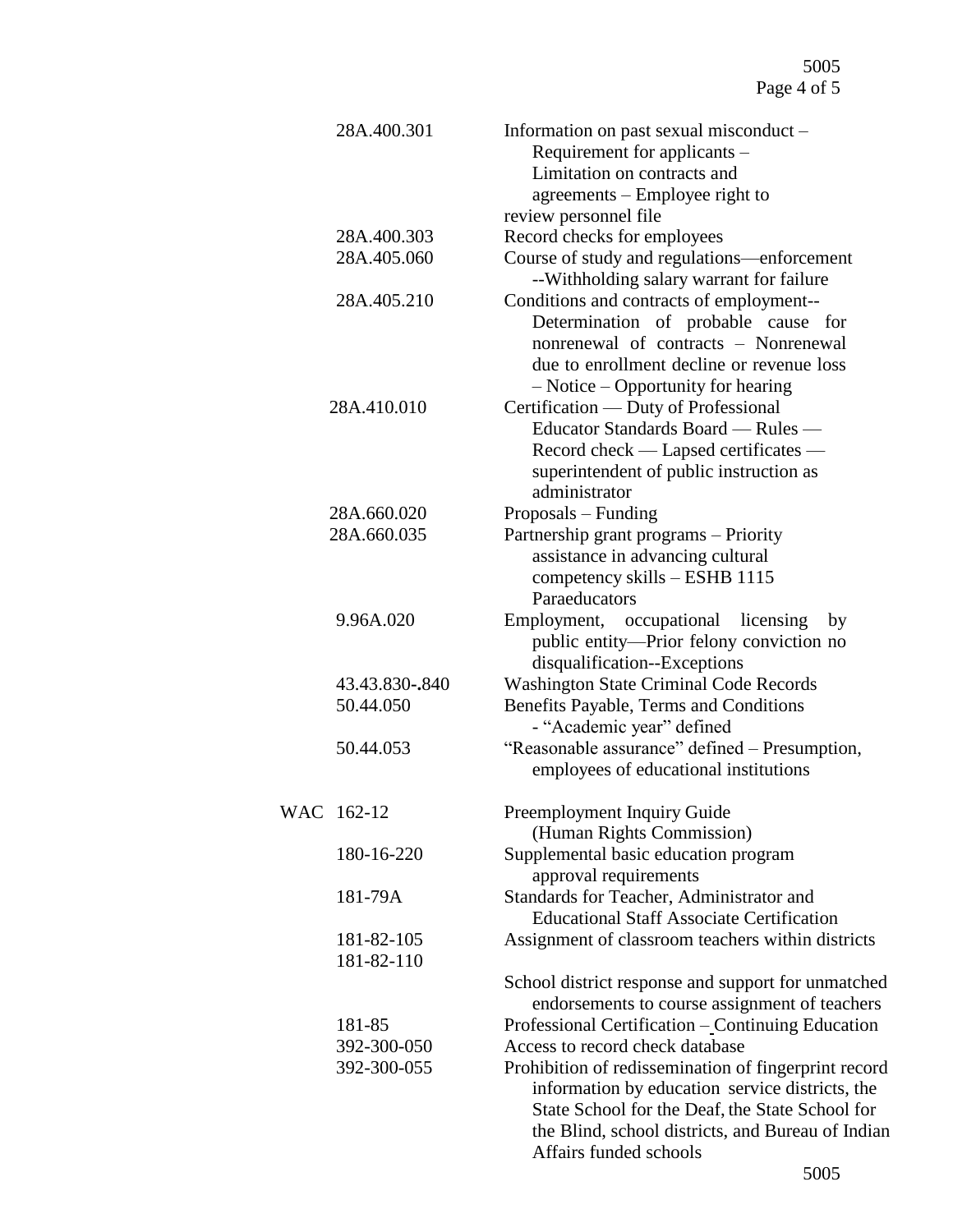| | | |
|---|---|---|
| | 28A.400.301 | Information on past sexual misconduct – Requirement for applicants – Limitation on contracts and agreements – Employee right to review personnel file |
| | 28A.400.303 | Record checks for employees |
| | 28A.405.060 | Course of study and regulations—enforcement --Withholding salary warrant for failure |
| | 28A.405.210 | Conditions and contracts of employment-- Determination of probable cause for nonrenewal of contracts – Nonrenewal due to enrollment decline or revenue loss – Notice – Opportunity for hearing |
| | 28A.410.010 | Certification — Duty of Professional Educator Standards Board — Rules — Record check — Lapsed certificates — superintendent of public instruction as administrator |
| | 28A.660.020 | Proposals – Funding |
| | 28A.660.035 | Partnership grant programs – Priority assistance in advancing cultural competency skills – ESHB 1115 Paraeducators |
| | 9.96A.020 | Employment, occupational licensing by public entity—Prior felony conviction no disqualification--Exceptions |
| | 43.43.830-.840 | Washington State Criminal Code Records |
| | 50.44.050 | Benefits Payable, Terms and Conditions - "Academic year" defined |
| | 50.44.053 | "Reasonable assurance" defined – Presumption, employees of educational institutions |
| WAC | 162-12 | Preemployment Inquiry Guide (Human Rights Commission) |
| | 180-16-220 | Supplemental basic education program approval requirements |
| | 181-79A | Standards for Teacher, Administrator and Educational Staff Associate Certification |
| | 181-82-105 | Assignment of classroom teachers within districts |
| | 181-82-110 | School district response and support for unmatched endorsements to course assignment of teachers |
| | 181-85 | Professional Certification – Continuing Education |
| | 392-300-050 | Access to record check database |
| | 392-300-055 | Prohibition of redissemination of fingerprint record information by education service districts, the State School for the Deaf, the State School for the Blind, school districts, and Bureau of Indian Affairs funded schools |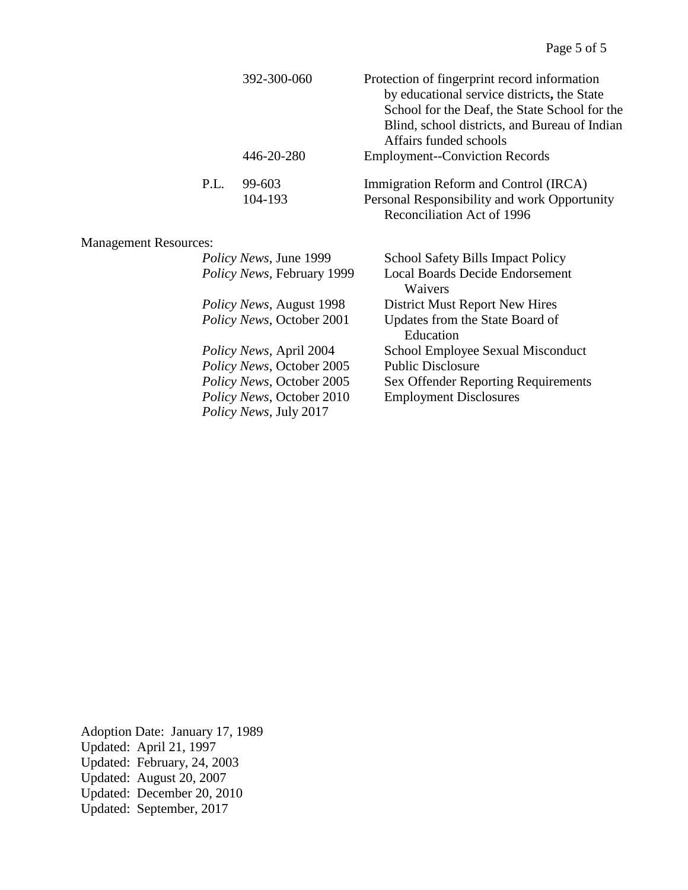| | | |
|---|---|---|
| | 392-300-060 | Protection of fingerprint record information by educational service districts**,** the State School for the Deaf, the State School for the Blind, school districts, and Bureau of Indian Affairs funded schools |
| | 446-20-280 | Employment--Conviction Records |
| P.L. | 99-603 | Immigration Reform and Control (IRCA) |
| | 104-193 | Personal Responsibility and work Opportunity Reconciliation Act of 1996 |

Management Resources:

| | |
|---|---|
| *Policy News*, June 1999 | School Safety Bills Impact Policy |
| *Policy News*, February 1999 | Local Boards Decide Endorsement Waivers |
| *Policy News*, August 1998 | District Must Report New Hires |
| *Policy News*, October 2001 | Updates from the State Board of Education |
| *Policy News*, April 2004 | School Employee Sexual Misconduct |
| *Policy News*, October 2005 | Public Disclosure |
| *Policy News*, October 2005 | Sex Offender Reporting Requirements |
| *Policy News*, October 2010 | Employment Disclosures |
| *Policy News*, July 2017 | |

Adoption Date: January 17, 1989
Updated: April 21, 1997
Updated: February, 24, 2003
Updated: August 20, 2007
Updated: December 20, 2010
Updated: September, 2017